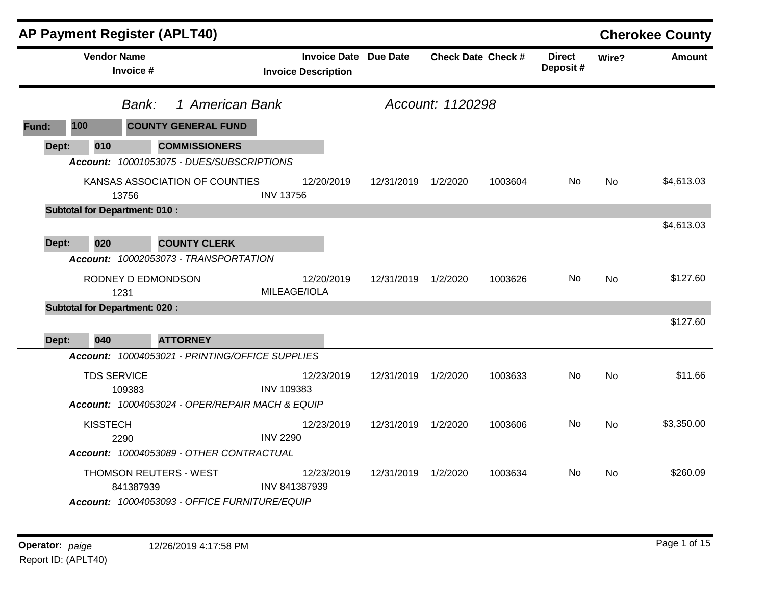# AP Payment Register (APLT40)

**Cherokee County**

| Vendor Name / Invoice # | Invoice Date / Invoice Description | Due Date | Check Date | Check # | Direct Deposit # | Wire? | Amount |
|---|---|---|---|---|---|---|---|

*Bank:* *1 American Bank* *Account: 1120298*

**Fund: 100 COUNTY GENERAL FUND**

**Dept: 010 COMMISSIONERS**

***Account:*** *10001053075 - DUES/SUBSCRIPTIONS*

| Vendor Name / Invoice # | Invoice Date / Invoice Description | Due Date | Check Date | Check # | Direct Deposit # | Wire? | Amount |
|---|---|---|---|---|---|---|---|
| KANSAS ASSOCIATION OF COUNTIES<br>13756 | 12/20/2019<br>INV 13756 | 12/31/2019 | 1/2/2020 | 1003604 | No | No | $4,613.03 |

**Subtotal for Department: 010 :** $4,613.03

**Dept: 020 COUNTY CLERK**

***Account:*** *10002053073 - TRANSPORTATION*

| Vendor Name / Invoice # | Invoice Date / Invoice Description | Due Date | Check Date | Check # | Direct Deposit # | Wire? | Amount |
|---|---|---|---|---|---|---|---|
| RODNEY D EDMONDSON<br>1231 | 12/20/2019<br>MILEAGE/IOLA | 12/31/2019 | 1/2/2020 | 1003626 | No | No | $127.60 |

**Subtotal for Department: 020 :** $127.60

**Dept: 040 ATTORNEY**

***Account:*** *10004053021 - PRINTING/OFFICE SUPPLIES*

| Vendor Name / Invoice # | Invoice Date / Invoice Description | Due Date | Check Date | Check # | Direct Deposit # | Wire? | Amount |
|---|---|---|---|---|---|---|---|
| TDS SERVICE<br>109383 | 12/23/2019<br>INV 109383 | 12/31/2019 | 1/2/2020 | 1003633 | No | No | $11.66 |

***Account:*** *10004053024 - OPER/REPAIR MACH & EQUIP*

| Vendor Name / Invoice # | Invoice Date / Invoice Description | Due Date | Check Date | Check # | Direct Deposit # | Wire? | Amount |
|---|---|---|---|---|---|---|---|
| KISSTECH<br>2290 | 12/23/2019<br>INV 2290 | 12/31/2019 | 1/2/2020 | 1003606 | No | No | $3,350.00 |

***Account:*** *10004053089 - OTHER CONTRACTUAL*

| Vendor Name / Invoice # | Invoice Date / Invoice Description | Due Date | Check Date | Check # | Direct Deposit # | Wire? | Amount |
|---|---|---|---|---|---|---|---|
| THOMSON REUTERS - WEST<br>841387939 | 12/23/2019<br>INV 841387939 | 12/31/2019 | 1/2/2020 | 1003634 | No | No | $260.09 |

***Account:*** *10004053093 - OFFICE FURNITURE/EQUIP*

**Operator:** *paige* 12/26/2019 4:17:58 PM

Report ID: (APLT40)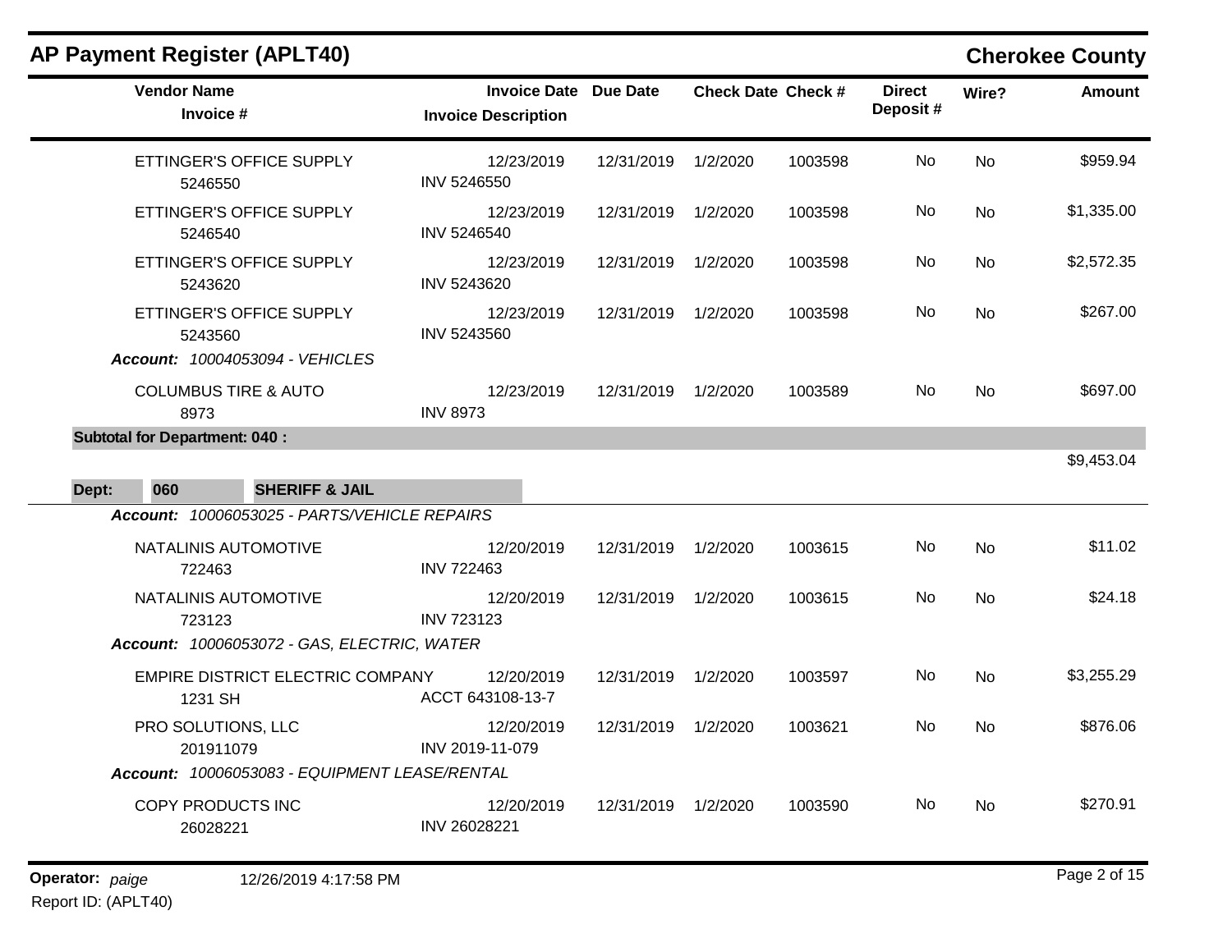## AP Payment Register (APLT40)

**Cherokee County**

| Vendor Name / Invoice # | Invoice Date / Invoice Description | Due Date | Check Date | Check # | Direct Deposit # | Wire? | Amount |
|---|---|---|---|---|---|---|---|
| ETTINGER'S OFFICE SUPPLY 5246550 | 12/23/2019 INV 5246550 | 12/31/2019 | 1/2/2020 | 1003598 | No | No | $959.94 |
| ETTINGER'S OFFICE SUPPLY 5246540 | 12/23/2019 INV 5246540 | 12/31/2019 | 1/2/2020 | 1003598 | No | No | $1,335.00 |
| ETTINGER'S OFFICE SUPPLY 5243620 | 12/23/2019 INV 5243620 | 12/31/2019 | 1/2/2020 | 1003598 | No | No | $2,572.35 |
| ETTINGER'S OFFICE SUPPLY 5243560 | 12/23/2019 INV 5243560 | 12/31/2019 | 1/2/2020 | 1003598 | No | No | $267.00 |
| ***Account:** 10004053094 - VEHICLES* | | | | | | | |
| COLUMBUS TIRE & AUTO 8973 | 12/23/2019 INV 8973 | 12/31/2019 | 1/2/2020 | 1003589 | No | No | $697.00 |
| **Subtotal for Department: 040 :** | | | | | | | $9,453.04 |
| **Dept: 060 SHERIFF & JAIL** | | | | | | | |
| ***Account:** 10006053025 - PARTS/VEHICLE REPAIRS* | | | | | | | |
| NATALINIS AUTOMOTIVE 722463 | 12/20/2019 INV 722463 | 12/31/2019 | 1/2/2020 | 1003615 | No | No | $11.02 |
| NATALINIS AUTOMOTIVE 723123 | 12/20/2019 INV 723123 | 12/31/2019 | 1/2/2020 | 1003615 | No | No | $24.18 |
| ***Account:** 10006053072 - GAS, ELECTRIC, WATER* | | | | | | | |
| EMPIRE DISTRICT ELECTRIC COMPANY 1231 SH | 12/20/2019 ACCT 643108-13-7 | 12/31/2019 | 1/2/2020 | 1003597 | No | No | $3,255.29 |
| PRO SOLUTIONS, LLC 201911079 | 12/20/2019 INV 2019-11-079 | 12/31/2019 | 1/2/2020 | 1003621 | No | No | $876.06 |
| ***Account:** 10006053083 - EQUIPMENT LEASE/RENTAL* | | | | | | | |
| COPY PRODUCTS INC 26028221 | 12/20/2019 INV 26028221 | 12/31/2019 | 1/2/2020 | 1003590 | No | No | $270.91 |

**Operator:** *paige* 12/26/2019 4:17:58 PM
Report ID: (APLT40)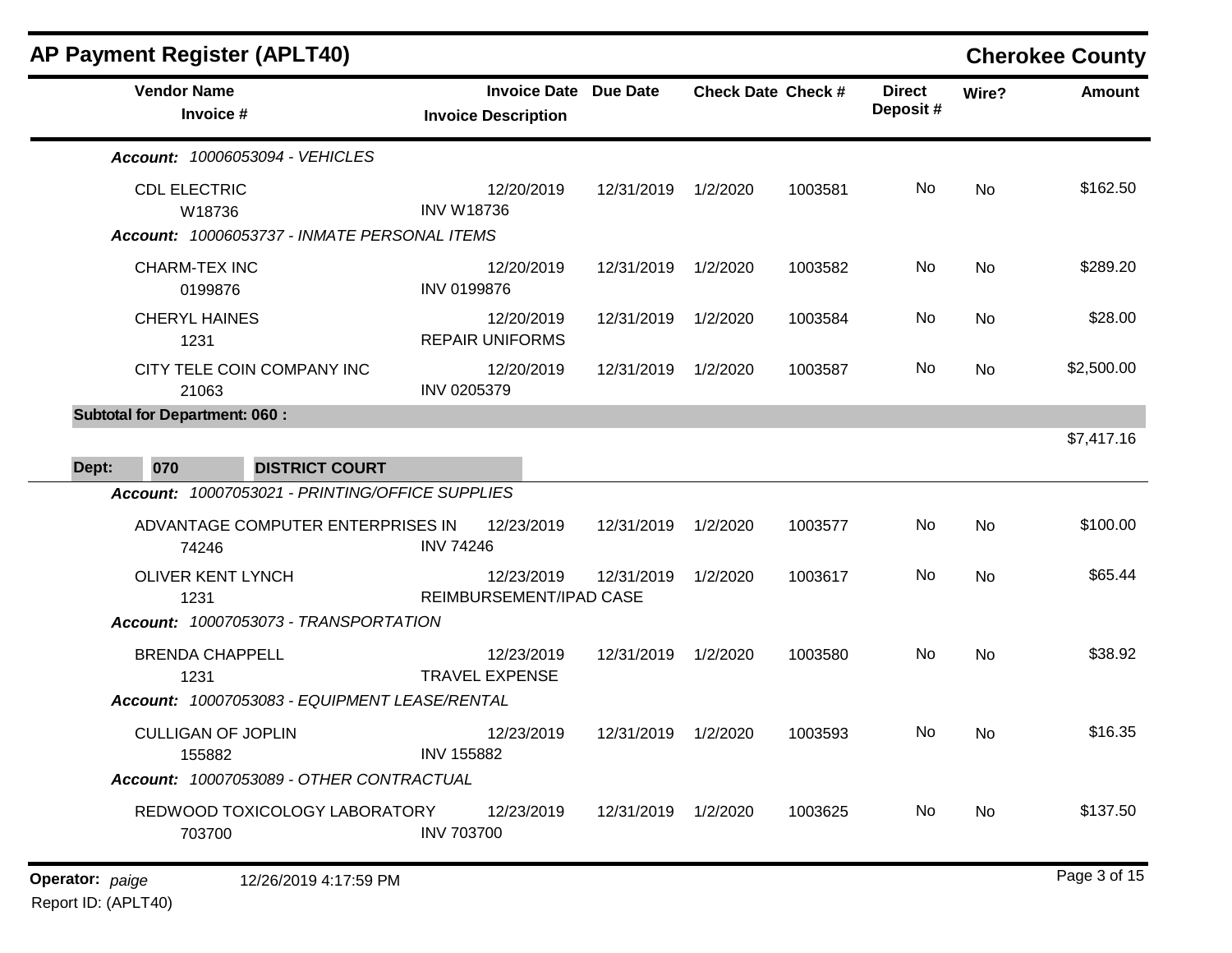## AP Payment Register (APLT40)

**Cherokee County**

| Vendor Name / Invoice # | Invoice Date / Invoice Description | Due Date | Check Date | Check # | Direct Deposit # | Wire? | Amount |
|---|---|---|---|---|---|---|---|
| ***Account: 10006053094 - VEHICLES*** | | | | | | | |
| CDL ELECTRIC<br>W18736 | 12/20/2019<br>INV W18736 | 12/31/2019 | 1/2/2020 | 1003581 | No | No | $162.50 |
| ***Account: 10006053737 - INMATE PERSONAL ITEMS*** | | | | | | | |
| CHARM-TEX INC<br>0199876 | 12/20/2019<br>INV 0199876 | 12/31/2019 | 1/2/2020 | 1003582 | No | No | $289.20 |
| CHERYL HAINES<br>1231 | 12/20/2019<br>REPAIR UNIFORMS | 12/31/2019 | 1/2/2020 | 1003584 | No | No | $28.00 |
| CITY TELE COIN COMPANY INC<br>21063 | 12/20/2019<br>INV 0205379 | 12/31/2019 | 1/2/2020 | 1003587 | No | No | $2,500.00 |
| **Subtotal for Department: 060 :** | | | | | | | $7,417.16 |
| **Dept: 070 DISTRICT COURT** | | | | | | | |
| ***Account: 10007053021 - PRINTING/OFFICE SUPPLIES*** | | | | | | | |
| ADVANTAGE COMPUTER ENTERPRISES IN<br>74246 | 12/23/2019<br>INV 74246 | 12/31/2019 | 1/2/2020 | 1003577 | No | No | $100.00 |
| OLIVER KENT LYNCH<br>1231 | 12/23/2019<br>REIMBURSEMENT/IPAD CASE | 12/31/2019 | 1/2/2020 | 1003617 | No | No | $65.44 |
| ***Account: 10007053073 - TRANSPORTATION*** | | | | | | | |
| BRENDA CHAPPELL<br>1231 | 12/23/2019<br>TRAVEL EXPENSE | 12/31/2019 | 1/2/2020 | 1003580 | No | No | $38.92 |
| ***Account: 10007053083 - EQUIPMENT LEASE/RENTAL*** | | | | | | | |
| CULLIGAN OF JOPLIN<br>155882 | 12/23/2019<br>INV 155882 | 12/31/2019 | 1/2/2020 | 1003593 | No | No | $16.35 |
| ***Account: 10007053089 - OTHER CONTRACTUAL*** | | | | | | | |
| REDWOOD TOXICOLOGY LABORATORY<br>703700 | 12/23/2019<br>INV 703700 | 12/31/2019 | 1/2/2020 | 1003625 | No | No | $137.50 |

**Operator:** *paige* 12/26/2019 4:17:59 PM
Report ID: (APLT40)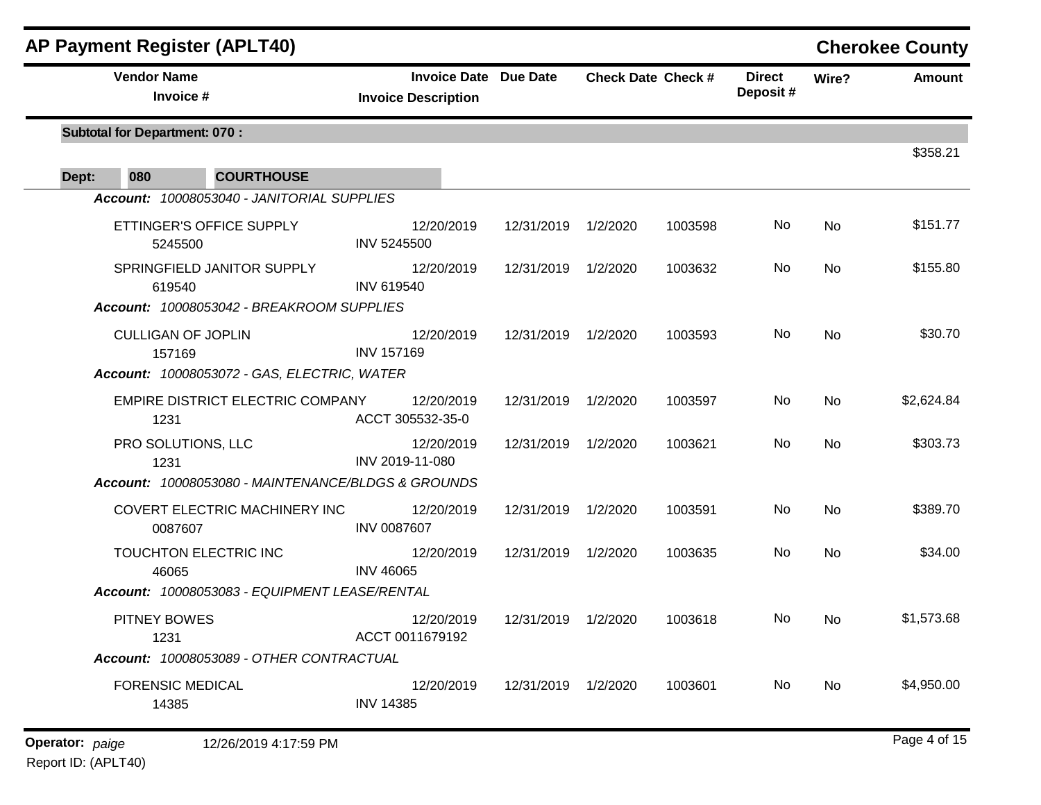# AP Payment Register (APLT40)

## Cherokee County

| Vendor Name / Invoice # | Invoice Date / Invoice Description | Due Date | Check Date | Check # | Direct Deposit # | Wire? | Amount |
|---|---|---|---|---|---|---|---|
| **Subtotal for Department: 070 :** | | | | | | | $358.21 |
| **Dept: 080 COURTHOUSE** | | | | | | | |
| ***Account: 10008053040 - JANITORIAL SUPPLIES*** | | | | | | | |
| ETTINGER'S OFFICE SUPPLY<br>5245500 | 12/20/2019<br>INV 5245500 | 12/31/2019 | 1/2/2020 | 1003598 | No | No | $151.77 |
| SPRINGFIELD JANITOR SUPPLY<br>619540 | 12/20/2019<br>INV 619540 | 12/31/2019 | 1/2/2020 | 1003632 | No | No | $155.80 |
| ***Account: 10008053042 - BREAKROOM SUPPLIES*** | | | | | | | |
| CULLIGAN OF JOPLIN<br>157169 | 12/20/2019<br>INV 157169 | 12/31/2019 | 1/2/2020 | 1003593 | No | No | $30.70 |
| ***Account: 10008053072 - GAS, ELECTRIC, WATER*** | | | | | | | |
| EMPIRE DISTRICT ELECTRIC COMPANY<br>1231 | 12/20/2019<br>ACCT 305532-35-0 | 12/31/2019 | 1/2/2020 | 1003597 | No | No | $2,624.84 |
| PRO SOLUTIONS, LLC<br>1231 | 12/20/2019<br>INV 2019-11-080 | 12/31/2019 | 1/2/2020 | 1003621 | No | No | $303.73 |
| ***Account: 10008053080 - MAINTENANCE/BLDGS & GROUNDS*** | | | | | | | |
| COVERT ELECTRIC MACHINERY INC<br>0087607 | 12/20/2019<br>INV 0087607 | 12/31/2019 | 1/2/2020 | 1003591 | No | No | $389.70 |
| TOUCHTON ELECTRIC INC<br>46065 | 12/20/2019<br>INV 46065 | 12/31/2019 | 1/2/2020 | 1003635 | No | No | $34.00 |
| ***Account: 10008053083 - EQUIPMENT LEASE/RENTAL*** | | | | | | | |
| PITNEY BOWES<br>1231 | 12/20/2019<br>ACCT 0011679192 | 12/31/2019 | 1/2/2020 | 1003618 | No | No | $1,573.68 |
| ***Account: 10008053089 - OTHER CONTRACTUAL*** | | | | | | | |
| FORENSIC MEDICAL<br>14385 | 12/20/2019<br>INV 14385 | 12/31/2019 | 1/2/2020 | 1003601 | No | No | $4,950.00 |

**Operator:** *paige* 12/26/2019 4:17:59 PM

Report ID: (APLT40)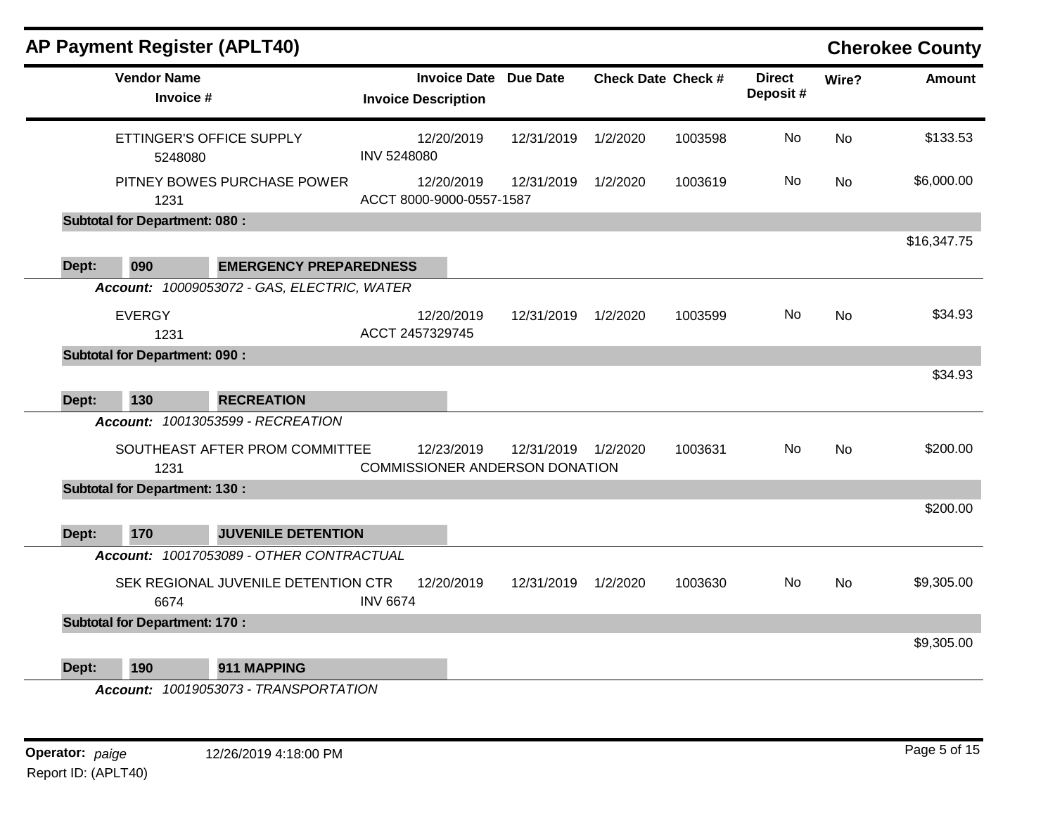# AP Payment Register (APLT40)

## Cherokee County

| Vendor Name / Invoice # | Invoice Date / Invoice Description | Due Date | Check Date | Check # | Direct Deposit # | Wire? | Amount |
|---|---|---|---|---|---|---|---|
| ETTINGER'S OFFICE SUPPLY 5248080 | 12/20/2019 INV 5248080 | 12/31/2019 | 1/2/2020 | 1003598 | No | No | $133.53 |
| PITNEY BOWES PURCHASE POWER 1231 | 12/20/2019 ACCT 8000-9000-0557-1587 | 12/31/2019 | 1/2/2020 | 1003619 | No | No | $6,000.00 |
| **Subtotal for Department: 080 :** | | | | | | | $16,347.75 |
| **Dept: 090 EMERGENCY PREPAREDNESS** | | | | | | | |
| ***Account:*** *10009053072 - GAS, ELECTRIC, WATER* | | | | | | | |
| EVERGY 1231 | 12/20/2019 ACCT 2457329745 | 12/31/2019 | 1/2/2020 | 1003599 | No | No | $34.93 |
| **Subtotal for Department: 090 :** | | | | | | | $34.93 |
| **Dept: 130 RECREATION** | | | | | | | |
| ***Account:*** *10013053599 - RECREATION* | | | | | | | |
| SOUTHEAST AFTER PROM COMMITTEE 1231 | 12/23/2019 COMMISSIONER ANDERSON DONATION | 12/31/2019 | 1/2/2020 | 1003631 | No | No | $200.00 |
| **Subtotal for Department: 130 :** | | | | | | | $200.00 |
| **Dept: 170 JUVENILE DETENTION** | | | | | | | |
| ***Account:*** *10017053089 - OTHER CONTRACTUAL* | | | | | | | |
| SEK REGIONAL JUVENILE DETENTION CTR 6674 | 12/20/2019 INV 6674 | 12/31/2019 | 1/2/2020 | 1003630 | No | No | $9,305.00 |
| **Subtotal for Department: 170 :** | | | | | | | $9,305.00 |
| **Dept: 190 911 MAPPING** | | | | | | | |
| ***Account:*** *10019053073 - TRANSPORTATION* | | | | | | | |

**Operator:** *paige* 12/26/2019 4:18:00 PM

Report ID: (APLT40)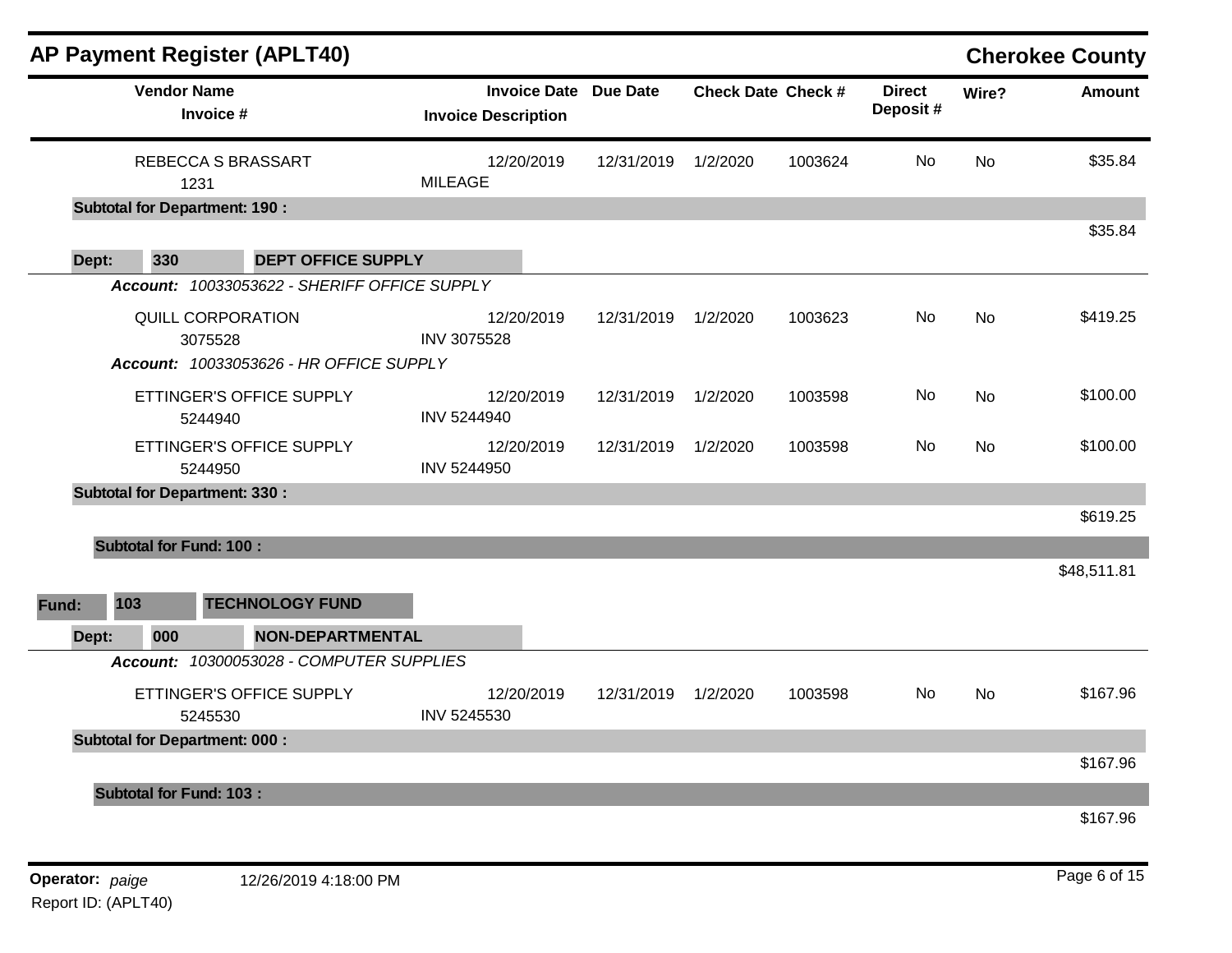## AP Payment Register (APLT40) — Cherokee County

| Vendor Name / Invoice # | Invoice Date / Invoice Description | Due Date | Check Date | Check # | Direct Deposit # | Wire? | Amount |
|---|---|---|---|---|---|---|---|
| REBECCA S BRASSART<br>1231 | 12/20/2019<br>MILEAGE | 12/31/2019 | 1/2/2020 | 1003624 | No | No | $35.84 |
| **Subtotal for Department: 190 :** | | | | | | | $35.84 |
| **Dept: 330 DEPT OFFICE SUPPLY** | | | | | | | |
| ***Account:*** *10033053622 - SHERIFF OFFICE SUPPLY* | | | | | | | |
| QUILL CORPORATION<br>3075528 | 12/20/2019<br>INV 3075528 | 12/31/2019 | 1/2/2020 | 1003623 | No | No | $419.25 |
| ***Account:*** *10033053626 - HR OFFICE SUPPLY* | | | | | | | |
| ETTINGER'S OFFICE SUPPLY<br>5244940 | 12/20/2019<br>INV 5244940 | 12/31/2019 | 1/2/2020 | 1003598 | No | No | $100.00 |
| ETTINGER'S OFFICE SUPPLY<br>5244950 | 12/20/2019<br>INV 5244950 | 12/31/2019 | 1/2/2020 | 1003598 | No | No | $100.00 |
| **Subtotal for Department: 330 :** | | | | | | | $619.25 |
| **Subtotal for Fund: 100 :** | | | | | | | $48,511.81 |
| **Fund: 103 TECHNOLOGY FUND** | | | | | | | |
| **Dept: 000 NON-DEPARTMENTAL** | | | | | | | |
| ***Account:*** *10300053028 - COMPUTER SUPPLIES* | | | | | | | |
| ETTINGER'S OFFICE SUPPLY<br>5245530 | 12/20/2019<br>INV 5245530 | 12/31/2019 | 1/2/2020 | 1003598 | No | No | $167.96 |
| **Subtotal for Department: 000 :** | | | | | | | $167.96 |
| **Subtotal for Fund: 103 :** | | | | | | | $167.96 |

**Operator:** *paige* 12/26/2019 4:18:00 PM

Report ID: (APLT40)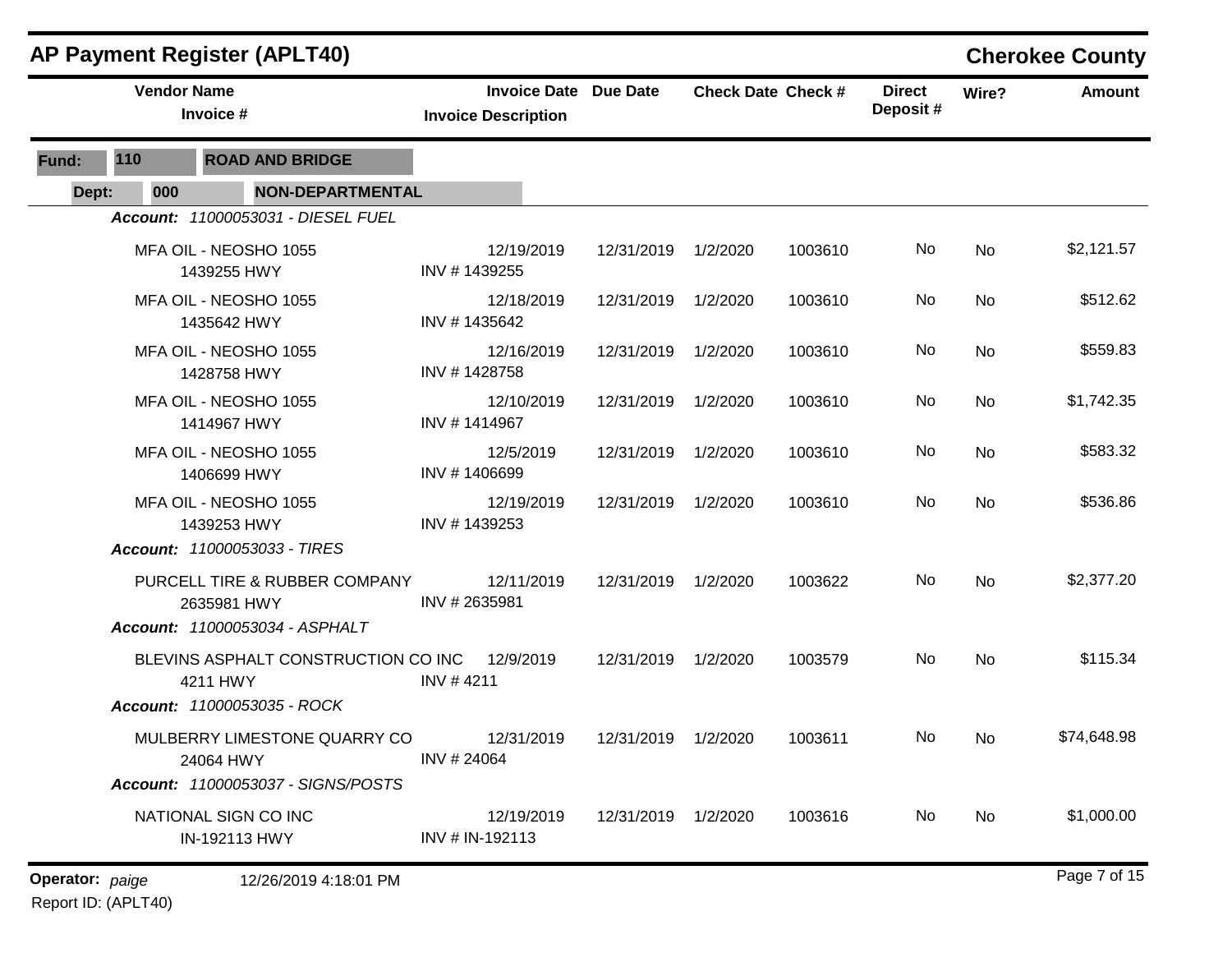# AP Payment Register (APLT40)

**Cherokee County**

**Fund:** 110 **ROAD AND BRIDGE**

**Dept:** 000 **NON-DEPARTMENTAL**

| Vendor Name / Invoice # | Invoice Date / Invoice Description | Due Date | Check Date | Check # | Direct Deposit # | Wire? | Amount |
|---|---|---|---|---|---|---|---|
| ***Account: 11000053031 - DIESEL FUEL*** | | | | | | | |
| MFA OIL - NEOSHO 1055<br>1439255 HWY | 12/19/2019<br>INV # 1439255 | 12/31/2019 | 1/2/2020 | 1003610 | No | No | $2,121.57 |
| MFA OIL - NEOSHO 1055<br>1435642 HWY | 12/18/2019<br>INV # 1435642 | 12/31/2019 | 1/2/2020 | 1003610 | No | No | $512.62 |
| MFA OIL - NEOSHO 1055<br>1428758 HWY | 12/16/2019<br>INV # 1428758 | 12/31/2019 | 1/2/2020 | 1003610 | No | No | $559.83 |
| MFA OIL - NEOSHO 1055<br>1414967 HWY | 12/10/2019<br>INV # 1414967 | 12/31/2019 | 1/2/2020 | 1003610 | No | No | $1,742.35 |
| MFA OIL - NEOSHO 1055<br>1406699 HWY | 12/5/2019<br>INV # 1406699 | 12/31/2019 | 1/2/2020 | 1003610 | No | No | $583.32 |
| MFA OIL - NEOSHO 1055<br>1439253 HWY | 12/19/2019<br>INV # 1439253 | 12/31/2019 | 1/2/2020 | 1003610 | No | No | $536.86 |
| ***Account: 11000053033 - TIRES*** | | | | | | | |
| PURCELL TIRE & RUBBER COMPANY<br>2635981 HWY | 12/11/2019<br>INV # 2635981 | 12/31/2019 | 1/2/2020 | 1003622 | No | No | $2,377.20 |
| ***Account: 11000053034 - ASPHALT*** | | | | | | | |
| BLEVINS ASPHALT CONSTRUCTION CO INC<br>4211 HWY | 12/9/2019<br>INV # 4211 | 12/31/2019 | 1/2/2020 | 1003579 | No | No | $115.34 |
| ***Account: 11000053035 - ROCK*** | | | | | | | |
| MULBERRY LIMESTONE QUARRY CO<br>24064 HWY | 12/31/2019<br>INV # 24064 | 12/31/2019 | 1/2/2020 | 1003611 | No | No | $74,648.98 |
| ***Account: 11000053037 - SIGNS/POSTS*** | | | | | | | |
| NATIONAL SIGN CO INC<br>IN-192113 HWY | 12/19/2019<br>INV # IN-192113 | 12/31/2019 | 1/2/2020 | 1003616 | No | No | $1,000.00 |

**Operator:** *paige* 12/26/2019 4:18:01 PM

Report ID: (APLT40)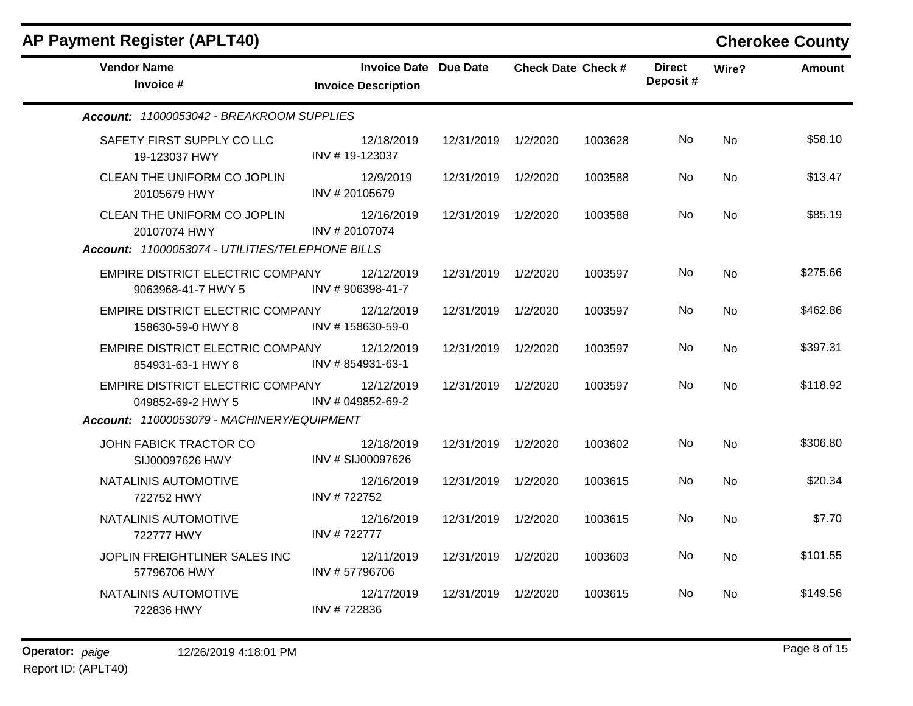## AP Payment Register (APLT40)

**Cherokee County**

| Vendor Name / Invoice # | Invoice Date / Invoice Description | Due Date | Check Date | Check # | Direct Deposit # | Wire? | Amount |
|---|---|---|---|---|---|---|---|
| ***Account: 11000053042 - BREAKROOM SUPPLIES*** | | | | | | | |
| SAFETY FIRST SUPPLY CO LLC<br>19-123037 HWY | 12/18/2019<br>INV # 19-123037 | 12/31/2019 | 1/2/2020 | 1003628 | No | No | $58.10 |
| CLEAN THE UNIFORM CO JOPLIN<br>20105679 HWY | 12/9/2019<br>INV # 20105679 | 12/31/2019 | 1/2/2020 | 1003588 | No | No | $13.47 |
| CLEAN THE UNIFORM CO JOPLIN<br>20107074 HWY | 12/16/2019<br>INV # 20107074 | 12/31/2019 | 1/2/2020 | 1003588 | No | No | $85.19 |
| ***Account: 11000053074 - UTILITIES/TELEPHONE BILLS*** | | | | | | | |
| EMPIRE DISTRICT ELECTRIC COMPANY<br>9063968-41-7 HWY 5 | 12/12/2019<br>INV # 906398-41-7 | 12/31/2019 | 1/2/2020 | 1003597 | No | No | $275.66 |
| EMPIRE DISTRICT ELECTRIC COMPANY<br>158630-59-0 HWY 8 | 12/12/2019<br>INV # 158630-59-0 | 12/31/2019 | 1/2/2020 | 1003597 | No | No | $462.86 |
| EMPIRE DISTRICT ELECTRIC COMPANY<br>854931-63-1 HWY 8 | 12/12/2019<br>INV # 854931-63-1 | 12/31/2019 | 1/2/2020 | 1003597 | No | No | $397.31 |
| EMPIRE DISTRICT ELECTRIC COMPANY<br>049852-69-2 HWY 5 | 12/12/2019<br>INV # 049852-69-2 | 12/31/2019 | 1/2/2020 | 1003597 | No | No | $118.92 |
| ***Account: 11000053079 - MACHINERY/EQUIPMENT*** | | | | | | | |
| JOHN FABICK TRACTOR CO<br>SIJ00097626 HWY | 12/18/2019<br>INV # SIJ00097626 | 12/31/2019 | 1/2/2020 | 1003602 | No | No | $306.80 |
| NATALINIS AUTOMOTIVE<br>722752 HWY | 12/16/2019<br>INV # 722752 | 12/31/2019 | 1/2/2020 | 1003615 | No | No | $20.34 |
| NATALINIS AUTOMOTIVE<br>722777 HWY | 12/16/2019<br>INV # 722777 | 12/31/2019 | 1/2/2020 | 1003615 | No | No | $7.70 |
| JOPLIN FREIGHTLINER SALES INC<br>57796706 HWY | 12/11/2019<br>INV # 57796706 | 12/31/2019 | 1/2/2020 | 1003603 | No | No | $101.55 |
| NATALINIS AUTOMOTIVE<br>722836 HWY | 12/17/2019<br>INV # 722836 | 12/31/2019 | 1/2/2020 | 1003615 | No | No | $149.56 |

**Operator:** *paige* 12/26/2019 4:18:01 PM
Report ID: (APLT40)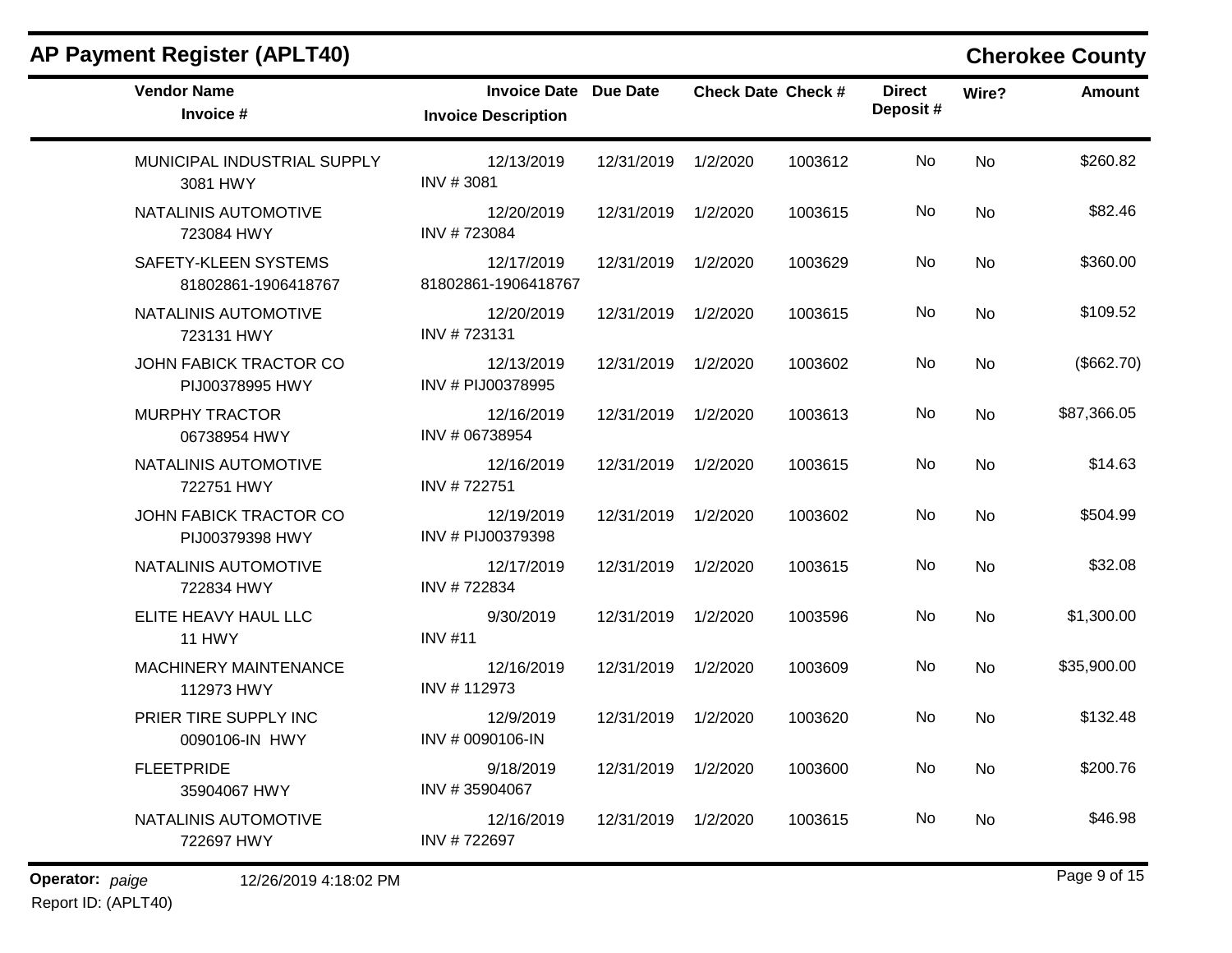## AP Payment Register (APLT40)

**Cherokee County**

| Vendor Name / Invoice # | Invoice Date / Invoice Description | Due Date | Check Date | Check # | Direct Deposit # | Wire? | Amount |
|---|---|---|---|---|---|---|---|
| MUNICIPAL INDUSTRIAL SUPPLY<br>3081 HWY | 12/13/2019<br>INV # 3081 | 12/31/2019 | 1/2/2020 | 1003612 | No | No | $260.82 |
| NATALINIS AUTOMOTIVE<br>723084 HWY | 12/20/2019<br>INV # 723084 | 12/31/2019 | 1/2/2020 | 1003615 | No | No | $82.46 |
| SAFETY-KLEEN SYSTEMS<br>81802861-1906418767 | 12/17/2019<br>81802861-1906418767 | 12/31/2019 | 1/2/2020 | 1003629 | No | No | $360.00 |
| NATALINIS AUTOMOTIVE<br>723131 HWY | 12/20/2019<br>INV # 723131 | 12/31/2019 | 1/2/2020 | 1003615 | No | No | $109.52 |
| JOHN FABICK TRACTOR CO<br>PIJ00378995 HWY | 12/13/2019<br>INV # PIJ00378995 | 12/31/2019 | 1/2/2020 | 1003602 | No | No | ($662.70) |
| MURPHY TRACTOR<br>06738954 HWY | 12/16/2019<br>INV # 06738954 | 12/31/2019 | 1/2/2020 | 1003613 | No | No | $87,366.05 |
| NATALINIS AUTOMOTIVE<br>722751 HWY | 12/16/2019<br>INV # 722751 | 12/31/2019 | 1/2/2020 | 1003615 | No | No | $14.63 |
| JOHN FABICK TRACTOR CO<br>PIJ00379398 HWY | 12/19/2019<br>INV # PIJ00379398 | 12/31/2019 | 1/2/2020 | 1003602 | No | No | $504.99 |
| NATALINIS AUTOMOTIVE<br>722834 HWY | 12/17/2019<br>INV # 722834 | 12/31/2019 | 1/2/2020 | 1003615 | No | No | $32.08 |
| ELITE HEAVY HAUL LLC<br>11 HWY | 9/30/2019<br>INV #11 | 12/31/2019 | 1/2/2020 | 1003596 | No | No | $1,300.00 |
| MACHINERY MAINTENANCE<br>112973 HWY | 12/16/2019<br>INV # 112973 | 12/31/2019 | 1/2/2020 | 1003609 | No | No | $35,900.00 |
| PRIER TIRE SUPPLY INC<br>0090106-IN HWY | 12/9/2019<br>INV # 0090106-IN | 12/31/2019 | 1/2/2020 | 1003620 | No | No | $132.48 |
| FLEETPRIDE<br>35904067 HWY | 9/18/2019<br>INV # 35904067 | 12/31/2019 | 1/2/2020 | 1003600 | No | No | $200.76 |
| NATALINIS AUTOMOTIVE<br>722697 HWY | 12/16/2019<br>INV # 722697 | 12/31/2019 | 1/2/2020 | 1003615 | No | No | $46.98 |

**Operator:** *paige* 12/26/2019 4:18:02 PM

Report ID: (APLT40)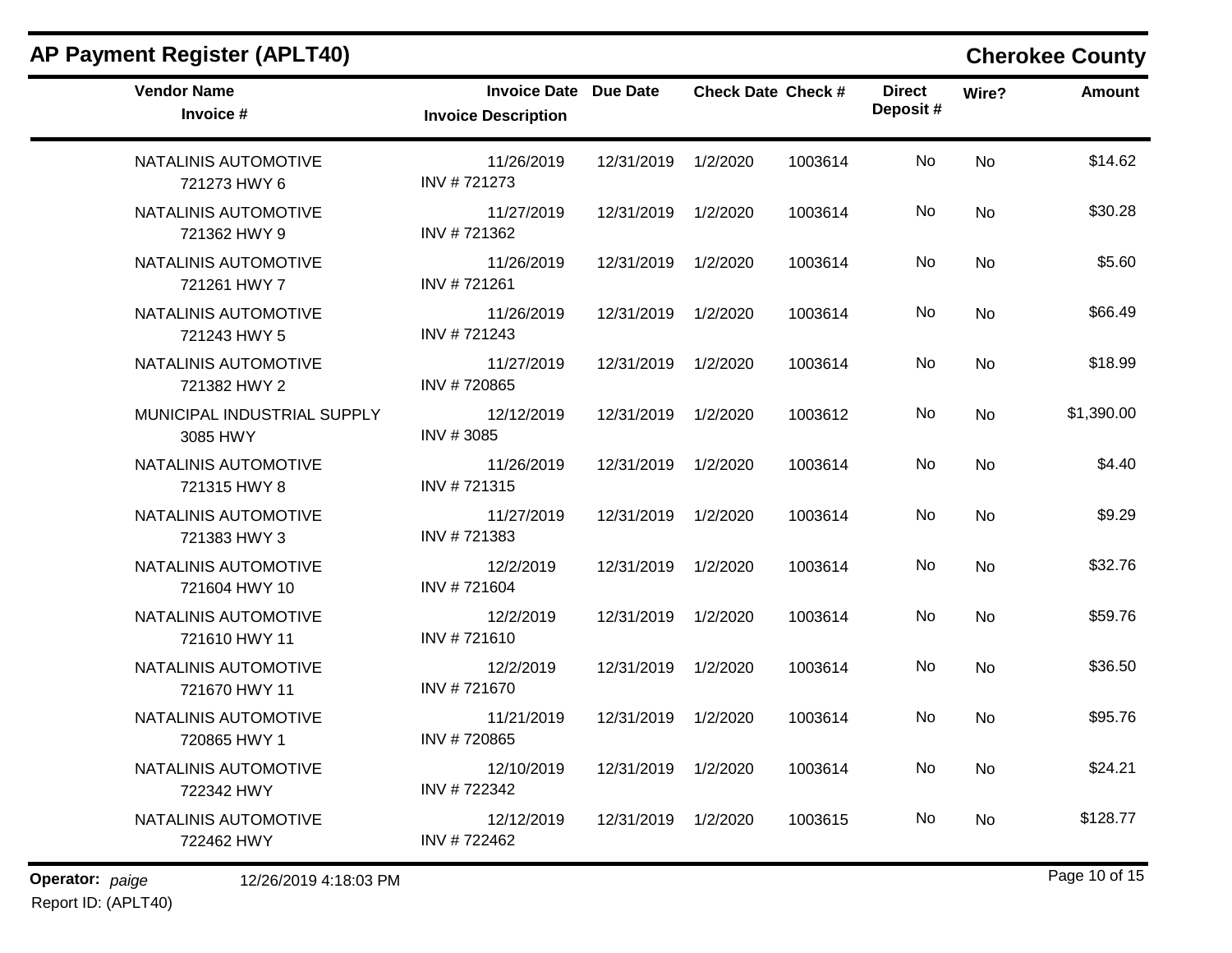## AP Payment Register (APLT40)

**Cherokee County**

| Vendor Name / Invoice # | Invoice Date / Invoice Description | Due Date | Check Date | Check # | Direct Deposit # | Wire? | Amount |
|---|---|---|---|---|---|---|---|
| NATALINIS AUTOMOTIVE<br>721273 HWY 6 | 11/26/2019<br>INV # 721273 | 12/31/2019 | 1/2/2020 | 1003614 | No | No | $14.62 |
| NATALINIS AUTOMOTIVE<br>721362 HWY 9 | 11/27/2019<br>INV # 721362 | 12/31/2019 | 1/2/2020 | 1003614 | No | No | $30.28 |
| NATALINIS AUTOMOTIVE<br>721261 HWY 7 | 11/26/2019<br>INV # 721261 | 12/31/2019 | 1/2/2020 | 1003614 | No | No | $5.60 |
| NATALINIS AUTOMOTIVE<br>721243 HWY 5 | 11/26/2019<br>INV # 721243 | 12/31/2019 | 1/2/2020 | 1003614 | No | No | $66.49 |
| NATALINIS AUTOMOTIVE<br>721382 HWY 2 | 11/27/2019<br>INV # 720865 | 12/31/2019 | 1/2/2020 | 1003614 | No | No | $18.99 |
| MUNICIPAL INDUSTRIAL SUPPLY<br>3085 HWY | 12/12/2019<br>INV # 3085 | 12/31/2019 | 1/2/2020 | 1003612 | No | No | $1,390.00 |
| NATALINIS AUTOMOTIVE<br>721315 HWY 8 | 11/26/2019<br>INV # 721315 | 12/31/2019 | 1/2/2020 | 1003614 | No | No | $4.40 |
| NATALINIS AUTOMOTIVE<br>721383 HWY 3 | 11/27/2019<br>INV # 721383 | 12/31/2019 | 1/2/2020 | 1003614 | No | No | $9.29 |
| NATALINIS AUTOMOTIVE<br>721604 HWY 10 | 12/2/2019<br>INV # 721604 | 12/31/2019 | 1/2/2020 | 1003614 | No | No | $32.76 |
| NATALINIS AUTOMOTIVE<br>721610 HWY 11 | 12/2/2019<br>INV # 721610 | 12/31/2019 | 1/2/2020 | 1003614 | No | No | $59.76 |
| NATALINIS AUTOMOTIVE<br>721670 HWY 11 | 12/2/2019<br>INV # 721670 | 12/31/2019 | 1/2/2020 | 1003614 | No | No | $36.50 |
| NATALINIS AUTOMOTIVE<br>720865 HWY 1 | 11/21/2019<br>INV # 720865 | 12/31/2019 | 1/2/2020 | 1003614 | No | No | $95.76 |
| NATALINIS AUTOMOTIVE<br>722342 HWY | 12/10/2019<br>INV # 722342 | 12/31/2019 | 1/2/2020 | 1003614 | No | No | $24.21 |
| NATALINIS AUTOMOTIVE<br>722462 HWY | 12/12/2019<br>INV # 722462 | 12/31/2019 | 1/2/2020 | 1003615 | No | No | $128.77 |

**Operator:** *paige* 12/26/2019 4:18:03 PM

Report ID: (APLT40)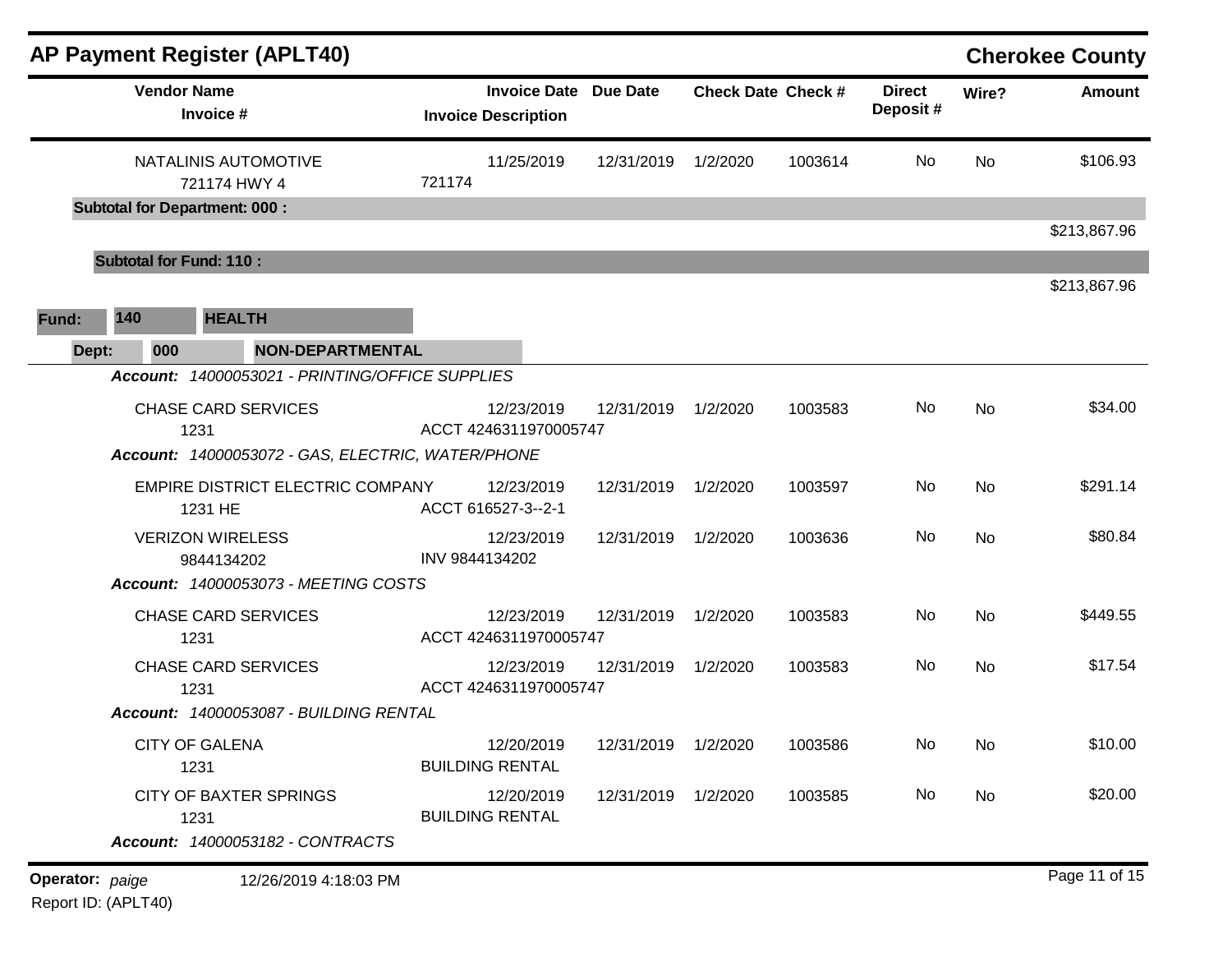## AP Payment Register (APLT40)

**Cherokee County**

| Vendor Name / Invoice # | Invoice Date / Invoice Description | Due Date | Check Date | Check # | Direct Deposit # | Wire? | Amount |
|---|---|---|---|---|---|---|---|
| NATALINIS AUTOMOTIVE<br>721174 HWY 4 | 11/25/2019<br>721174 | 12/31/2019 | 1/2/2020 | 1003614 | No | No | $106.93 |
| **Subtotal for Department: 000 :** | | | | | | | $213,867.96 |
| **Subtotal for Fund: 110 :** | | | | | | | $213,867.96 |

**Fund: 140 HEALTH**

**Dept: 000 NON-DEPARTMENTAL**

| Vendor Name / Invoice # | Invoice Date / Invoice Description | Due Date | Check Date | Check # | Direct Deposit # | Wire? | Amount |
|---|---|---|---|---|---|---|---|
| ***Account: 14000053021 - PRINTING/OFFICE SUPPLIES*** | | | | | | | |
| CHASE CARD SERVICES<br>1231 | 12/23/2019<br>ACCT 4246311970005747 | 12/31/2019 | 1/2/2020 | 1003583 | No | No | $34.00 |
| ***Account: 14000053072 - GAS, ELECTRIC, WATER/PHONE*** | | | | | | | |
| EMPIRE DISTRICT ELECTRIC COMPANY<br>1231 HE | 12/23/2019<br>ACCT 616527-3--2-1 | 12/31/2019 | 1/2/2020 | 1003597 | No | No | $291.14 |
| VERIZON WIRELESS<br>9844134202 | 12/23/2019<br>INV 9844134202 | 12/31/2019 | 1/2/2020 | 1003636 | No | No | $80.84 |
| ***Account: 14000053073 - MEETING COSTS*** | | | | | | | |
| CHASE CARD SERVICES<br>1231 | 12/23/2019<br>ACCT 4246311970005747 | 12/31/2019 | 1/2/2020 | 1003583 | No | No | $449.55 |
| CHASE CARD SERVICES<br>1231 | 12/23/2019<br>ACCT 4246311970005747 | 12/31/2019 | 1/2/2020 | 1003583 | No | No | $17.54 |
| ***Account: 14000053087 - BUILDING RENTAL*** | | | | | | | |
| CITY OF GALENA<br>1231 | 12/20/2019<br>BUILDING RENTAL | 12/31/2019 | 1/2/2020 | 1003586 | No | No | $10.00 |
| CITY OF BAXTER SPRINGS<br>1231 | 12/20/2019<br>BUILDING RENTAL | 12/31/2019 | 1/2/2020 | 1003585 | No | No | $20.00 |
| ***Account: 14000053182 - CONTRACTS*** | | | | | | | |

**Operator:** *paige* 12/26/2019 4:18:03 PM

Report ID: (APLT40)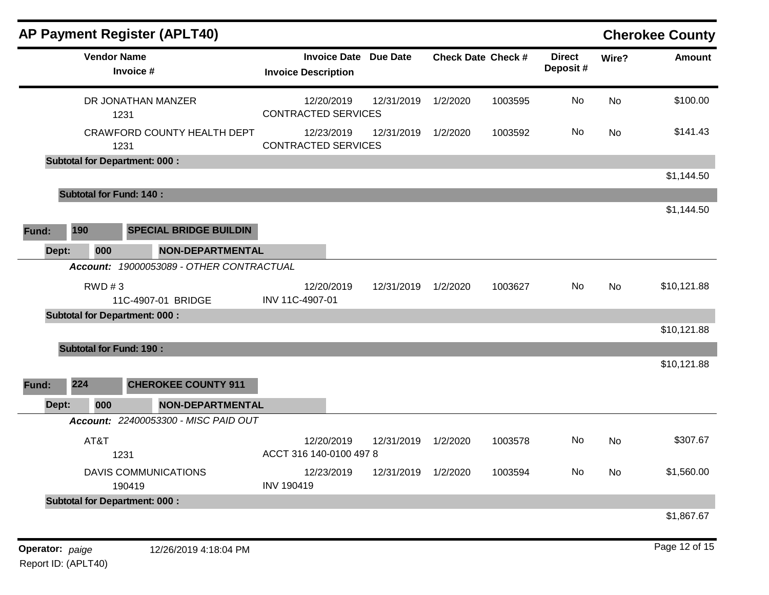# AP Payment Register (APLT40)

**Cherokee County**

| Vendor Name / Invoice # | Invoice Date / Invoice Description | Due Date | Check Date | Check # | Direct Deposit # | Wire? | Amount |
|---|---|---|---|---|---|---|---|
| DR JONATHAN MANZER<br>1231 | 12/20/2019<br>CONTRACTED SERVICES | 12/31/2019 | 1/2/2020 | 1003595 | No | No | $100.00 |
| CRAWFORD COUNTY HEALTH DEPT<br>1231 | 12/23/2019<br>CONTRACTED SERVICES | 12/31/2019 | 1/2/2020 | 1003592 | No | No | $141.43 |
| **Subtotal for Department: 000 :** | | | | | | | $1,144.50 |
| **Subtotal for Fund: 140 :** | | | | | | | $1,144.50 |

**Fund: 190 SPECIAL BRIDGE BUILDIN**

**Dept: 000 NON-DEPARTMENTAL**

***Account:*** *19000053089 - OTHER CONTRACTUAL*

| Vendor Name / Invoice # | Invoice Date / Invoice Description | Due Date | Check Date | Check # | Direct Deposit # | Wire? | Amount |
|---|---|---|---|---|---|---|---|
| RWD # 3<br>11C-4907-01 BRIDGE | 12/20/2019<br>INV 11C-4907-01 | 12/31/2019 | 1/2/2020 | 1003627 | No | No | $10,121.88 |
| **Subtotal for Department: 000 :** | | | | | | | $10,121.88 |
| **Subtotal for Fund: 190 :** | | | | | | | $10,121.88 |

**Fund: 224 CHEROKEE COUNTY 911**

**Dept: 000 NON-DEPARTMENTAL**

***Account:*** *22400053300 - MISC PAID OUT*

| Vendor Name / Invoice # | Invoice Date / Invoice Description | Due Date | Check Date | Check # | Direct Deposit # | Wire? | Amount |
|---|---|---|---|---|---|---|---|
| AT&T<br>1231 | 12/20/2019<br>ACCT 316 140-0100 497 8 | 12/31/2019 | 1/2/2020 | 1003578 | No | No | $307.67 |
| DAVIS COMMUNICATIONS<br>190419 | 12/23/2019<br>INV 190419 | 12/31/2019 | 1/2/2020 | 1003594 | No | No | $1,560.00 |
| **Subtotal for Department: 000 :** | | | | | | | $1,867.67 |

**Operator:** *paige* 12/26/2019 4:18:04 PM

Report ID: (APLT40)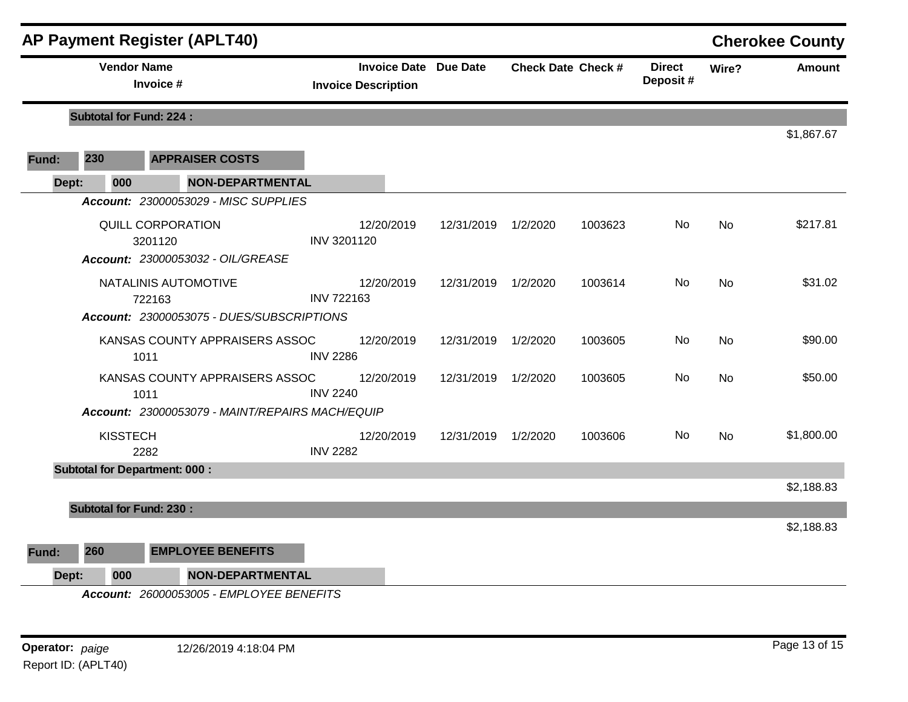# AP Payment Register (APLT40)

## Cherokee County

| Vendor Name / Invoice # | Invoice Date / Invoice Description | Due Date | Check Date | Check # | Direct Deposit # | Wire? | Amount |
|---|---|---|---|---|---|---|---|
| **Subtotal for Fund: 224 :** | | | | | | | $1,867.67 |
| **Fund: 230 APPRAISER COSTS** | | | | | | | |
| **Dept: 000 NON-DEPARTMENTAL** | | | | | | | |
| ***Account: 23000053029 - MISC SUPPLIES*** | | | | | | | |
| QUILL CORPORATION / 3201120 | 12/20/2019 / INV 3201120 | 12/31/2019 | 1/2/2020 | 1003623 | No | No | $217.81 |
| ***Account: 23000053032 - OIL/GREASE*** | | | | | | | |
| NATALINIS AUTOMOTIVE / 722163 | 12/20/2019 / INV 722163 | 12/31/2019 | 1/2/2020 | 1003614 | No | No | $31.02 |
| ***Account: 23000053075 - DUES/SUBSCRIPTIONS*** | | | | | | | |
| KANSAS COUNTY APPRAISERS ASSOC / 1011 | 12/20/2019 / INV 2286 | 12/31/2019 | 1/2/2020 | 1003605 | No | No | $90.00 |
| KANSAS COUNTY APPRAISERS ASSOC / 1011 | 12/20/2019 / INV 2240 | 12/31/2019 | 1/2/2020 | 1003605 | No | No | $50.00 |
| ***Account: 23000053079 - MAINT/REPAIRS MACH/EQUIP*** | | | | | | | |
| KISSTECH / 2282 | 12/20/2019 / INV 2282 | 12/31/2019 | 1/2/2020 | 1003606 | No | No | $1,800.00 |
| **Subtotal for Department: 000 :** | | | | | | | $2,188.83 |
| **Subtotal for Fund: 230 :** | | | | | | | $2,188.83 |
| **Fund: 260 EMPLOYEE BENEFITS** | | | | | | | |
| **Dept: 000 NON-DEPARTMENTAL** | | | | | | | |
| ***Account: 26000053005 - EMPLOYEE BENEFITS*** | | | | | | | |

**Operator:** *paige* 12/26/2019 4:18:04 PM

Report ID: (APLT40)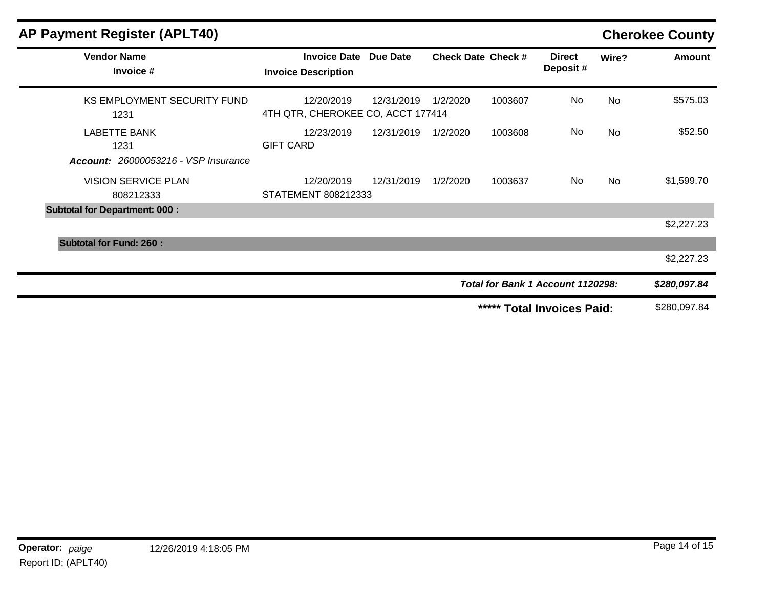## AP Payment Register (APLT40) — Cherokee County

| Vendor Name / Invoice # | Invoice Date / Invoice Description | Due Date | Check Date | Check # | Direct Deposit # | Wire? | Amount |
|---|---|---|---|---|---|---|---|
| KS EMPLOYMENT SECURITY FUND<br>1231 | 12/20/2019<br>4TH QTR, CHEROKEE CO, ACCT 177414 | 12/31/2019 | 1/2/2020 | 1003607 | No | No | $575.03 |
| LABETTE BANK<br>1231 | 12/23/2019<br>GIFT CARD | 12/31/2019 | 1/2/2020 | 1003608 | No | No | $52.50 |
| ***Account:** 26000053216 - VSP Insurance* | | | | | | | |
| VISION SERVICE PLAN<br>808212333 | 12/20/2019<br>STATEMENT 808212333 | 12/31/2019 | 1/2/2020 | 1003637 | No | No | $1,599.70 |
| **Subtotal for Department: 000 :** | | | | | | | $2,227.23 |
| **Subtotal for Fund: 260 :** | | | | | | | $2,227.23 |
| | | | | | | ***Total for Bank 1 Account 1120298:*** | ***$280,097.84*** |
| | | | | | | **\*\*\*\*\* Total Invoices Paid:** | $280,097.84 |

**Operator:** *paige* 12/26/2019 4:18:05 PM
Report ID: (APLT40)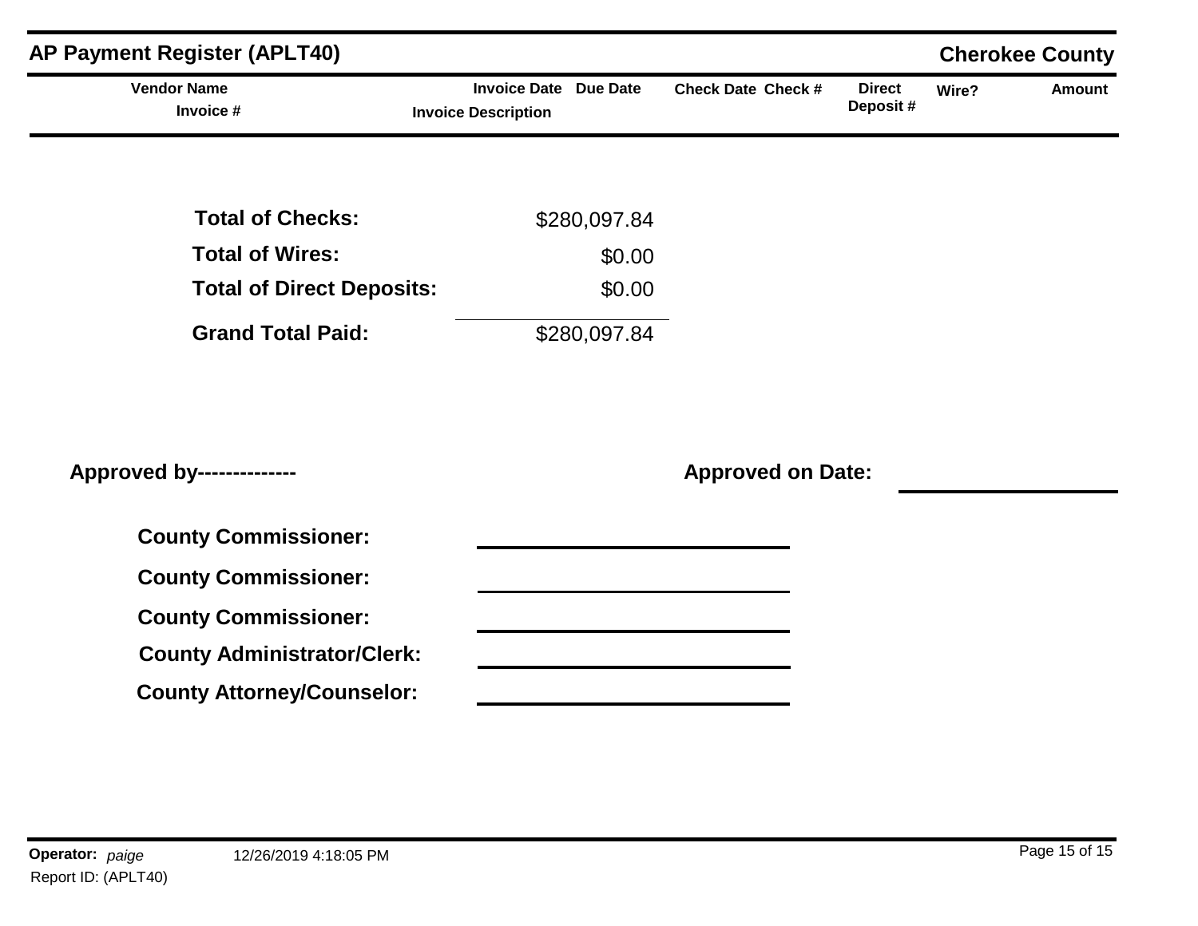## AP Payment Register (APLT40)

**Cherokee County**

| Vendor Name / Invoice # | Invoice Date / Invoice Description | Due Date | Check Date | Check # | Direct Deposit # | Wire? | Amount |
|---|---|---|---|---|---|---|---|

| | |
|---|---|
| **Total of Checks:** | $280,097.84 |
| **Total of Wires:** | $0.00 |
| **Total of Direct Deposits:** | $0.00 |
| **Grand Total Paid:** | $280,097.84 |

**Approved by--------------**

**Approved on Date:** ____________________

**County Commissioner:** ____________________

**County Commissioner:** ____________________

**County Commissioner:** ____________________

**County Administrator/Clerk:** ____________________

**County Attorney/Counselor:** ____________________

**Operator:** *paige* 12/26/2019 4:18:05 PM

Report ID: (APLT40)